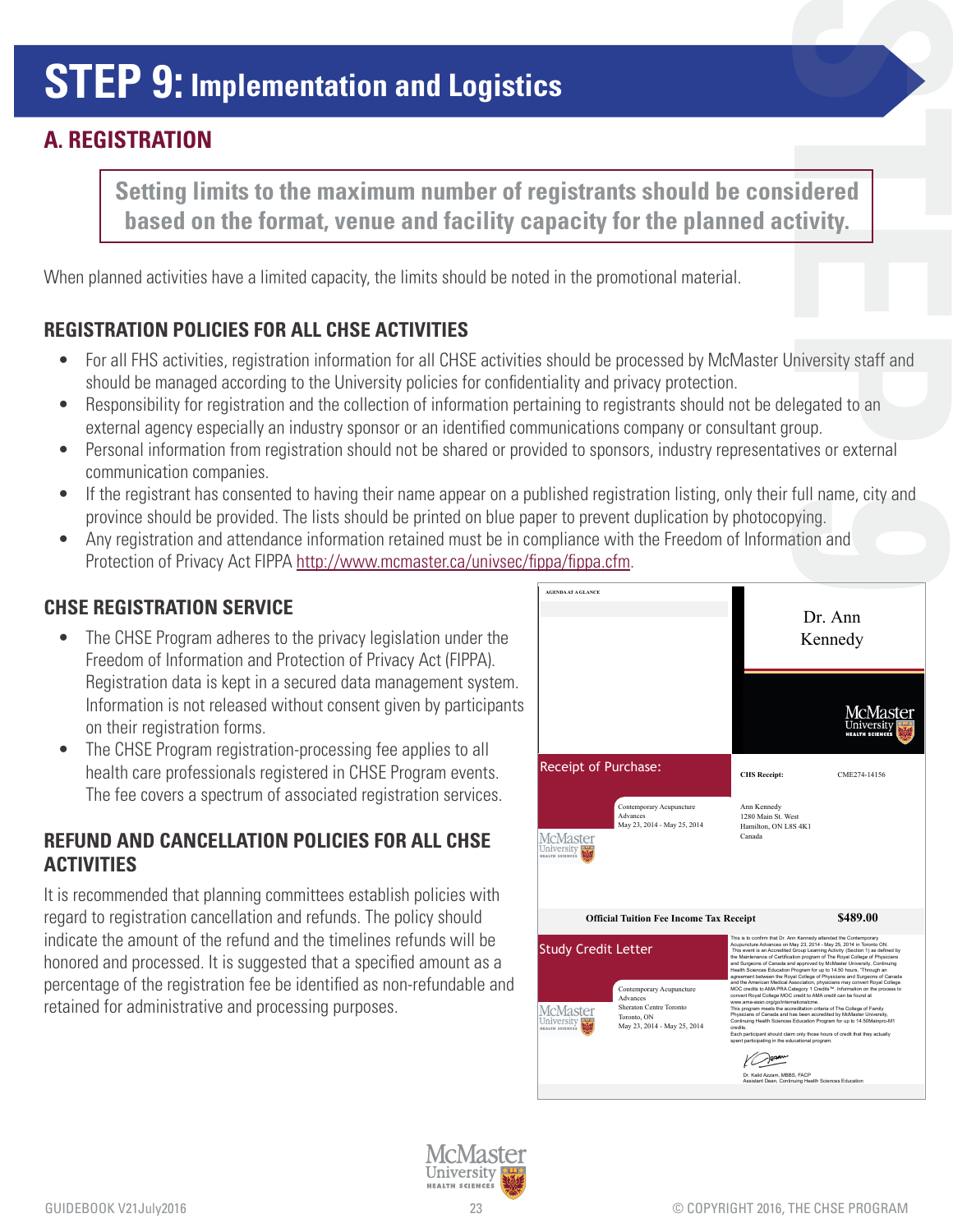# STEP 9: Implementation and Logistics

## A. REGISTRATION

**Setting limits to the maximum number of registrants should be considered based on the format, venue and facility capacity for the planned activity.**

When planned activities have a limited capacity, the limits should be noted in the promotional material.

### REGISTRATION POLICIES FOR ALL CHSE ACTIVITIES

- For all FHS activities, registration information for all CHSE activities should be processed by McMaster University staff and should be managed according to the University policies for confidentiality and privacy protection.
- Responsibility for registration and the collection of information pertaining to registrants should not be delegated to an external agency especially an industry sponsor or an identified communications company or consultant group.
- Personal information from registration should not be shared or provided to sponsors, industry representatives or external communication companies.
- If the registrant has consented to having their name appear on a published registration listing, only their full name, city and province should be provided. The lists should be printed on blue paper to prevent duplication by photocopying.
- Any registration and attendance information retained must be in compliance with the Freedom of Information and Protection of Privacy Act FIPPA http://www.mcmaster.ca/univsec/fippa/fippa.cfm.

### CHSE REGISTRATION SERVICE

- The CHSE Program adheres to the privacy legislation under the Freedom of Information and Protection of Privacy Act (FIPPA). Registration data is kept in a secured data management system. Information is not released without consent given by participants on their registration forms.
- The CHSE Program registration-processing fee applies to all health care professionals registered in CHSE Program events. The fee covers a spectrum of associated registration services.

### REFUND AND CANCELLATION POLICIES FOR ALL CHSE ACTIVITIES

It is recommended that planning committees establish policies with regard to registration cancellation and refunds. The policy should indicate the amount of the refund and the timelines refunds will be honored and processed. It is suggested that a specified amount as a percentage of the registration fee be identified as non-refundable and retained for administrative and processing purposes.

AGENDA AT A GLANCE

Dr. Ann Kennedy

McMaster University HEALTH SCIENCES

**Receipt of Purchase:**

Contemporary Acupuncture Advances
May 23, 2014 - May 25, 2014

**CHS Receipt:** CME274-14156

Ann Kennedy
1280 Main St. West
Hamilton, ON L8S 4K1
Canada

**Official Tuition Fee Income Tax Receipt** **$489.00**

**Study Credit Letter**

Contemporary Acupuncture Advances
Sheraton Centre Toronto
Toronto, ON
May 23, 2014 - May 25, 2014

This is to confirm that Dr. Ann Kennedy attended the Contemporary Acupuncture Advances on May 23, 2014 - May 25, 2014 in Toronto ON. This event is an Accredited Group Learning Activity (Section 1) as defined by the Maintenance of Certification program of The Royal College of Physicians and Surgeons of Canada and approved by McMaster University, Continuing Health Sciences Education Program for up to 14.50 hours. "Through an agreement between the Royal College of Physicians and Surgeons of Canada and the American Medical Association, physicians may convert Royal College MOC credits to AMA PRA Category 1 Credits™. Information on the process to convert Royal College MOC credit to AMA credit can be found at www.ama-assn.org/go/internationalcme.
This program meets the accreditation criteria of The College of Family Physicians of Canada and has been accredited by McMaster University, Continuing Health Sciences Education Program for up to 14.50Mainpro-M1 credits.
Each participant should claim only those hours of credit that they actually spent participating in the educational program.

Dr. Kalid Azzam, MBBS, FACP
Assistant Dean, Continuing Health Sciences Education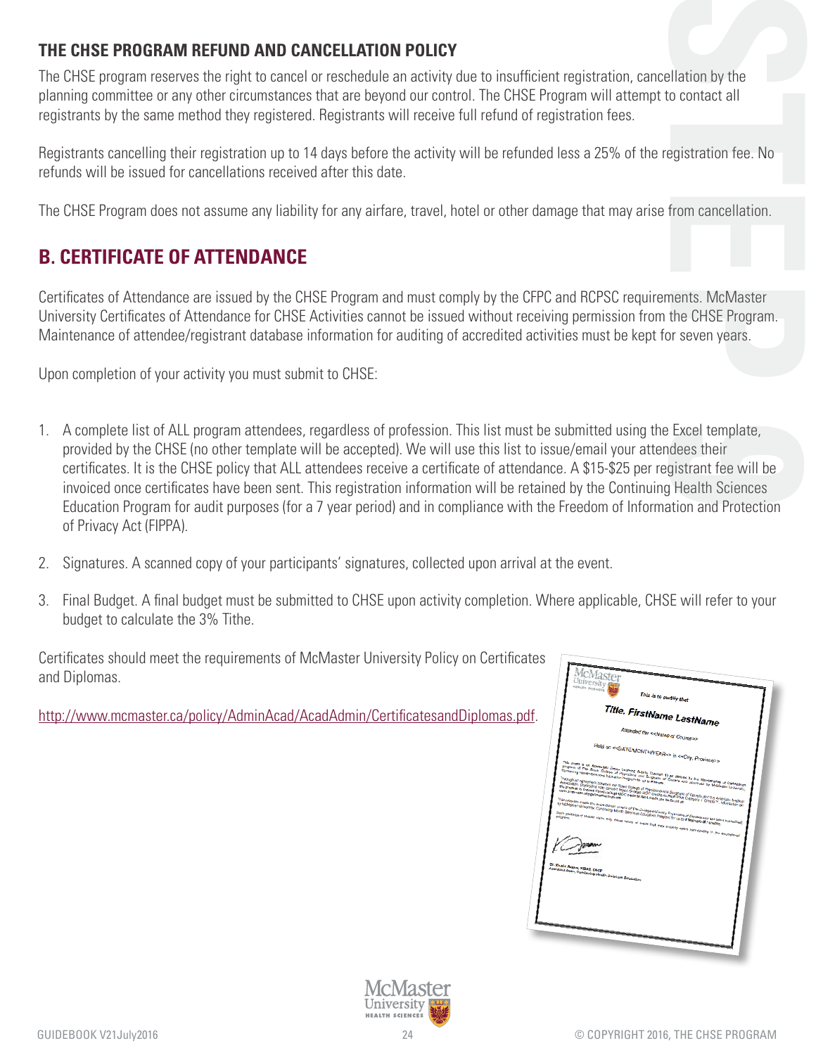### THE CHSE PROGRAM REFUND AND CANCELLATION POLICY

The CHSE program reserves the right to cancel or reschedule an activity due to insufficient registration, cancellation by the planning committee or any other circumstances that are beyond our control. The CHSE Program will attempt to contact all registrants by the same method they registered. Registrants will receive full refund of registration fees.

Registrants cancelling their registration up to 14 days before the activity will be refunded less a 25% of the registration fee. No refunds will be issued for cancellations received after this date.

The CHSE Program does not assume any liability for any airfare, travel, hotel or other damage that may arise from cancellation.

## B. CERTIFICATE OF ATTENDANCE

Certificates of Attendance are issued by the CHSE Program and must comply by the CFPC and RCPSC requirements. McMaster University Certificates of Attendance for CHSE Activities cannot be issued without receiving permission from the CHSE Program. Maintenance of attendee/registrant database information for auditing of accredited activities must be kept for seven years.

Upon completion of your activity you must submit to CHSE:

1. A complete list of ALL program attendees, regardless of profession. This list must be submitted using the Excel template, provided by the CHSE (no other template will be accepted). We will use this list to issue/email your attendees their certificates. It is the CHSE policy that ALL attendees receive a certificate of attendance. A $15-$25 per registrant fee will be invoiced once certificates have been sent. This registration information will be retained by the Continuing Health Sciences Education Program for audit purposes (for a 7 year period) and in compliance with the Freedom of Information and Protection of Privacy Act (FIPPA).
2. Signatures. A scanned copy of your participants' signatures, collected upon arrival at the event.
3. Final Budget. A final budget must be submitted to CHSE upon activity completion. Where applicable, CHSE will refer to your budget to calculate the 3% Tithe.

Certificates should meet the requirements of McMaster University Policy on Certificates and Diplomas.

http://www.mcmaster.ca/policy/AdminAcad/AcadAdmin/CertificatesandDiplomas.pdf.